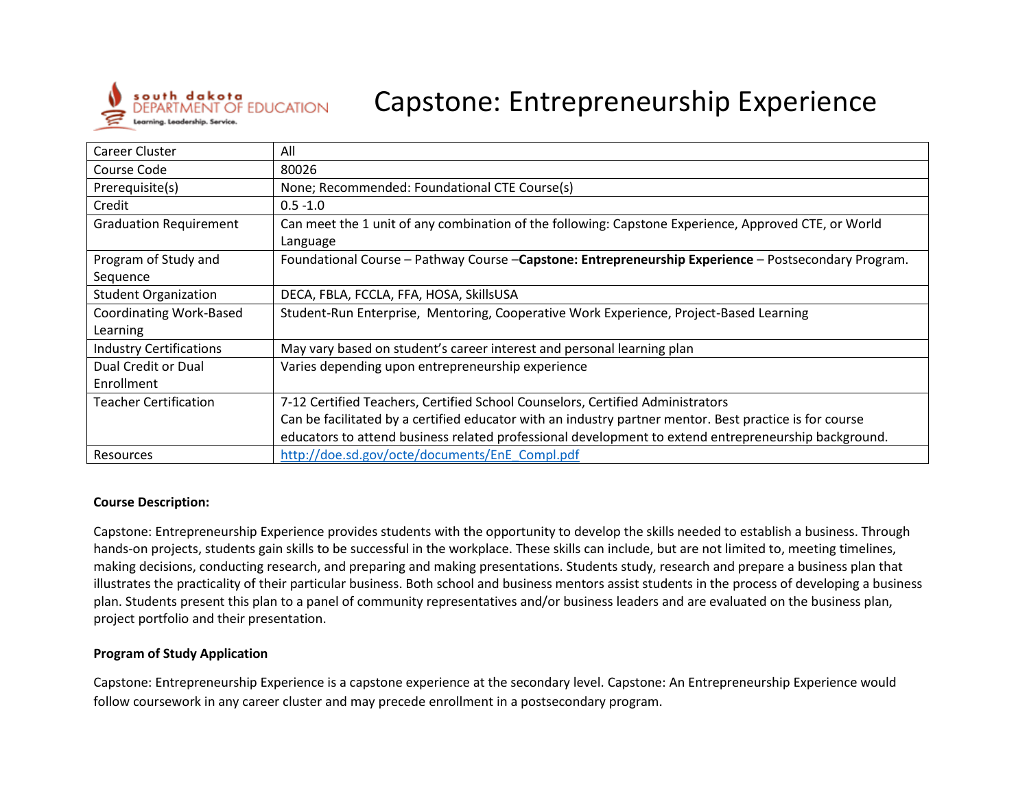# Capstone: Entrepreneurship Experience

| | |
|---|---|
| Career Cluster | All |
| Course Code | 80026 |
| Prerequisite(s) | None; Recommended: Foundational CTE Course(s) |
| Credit | 0.5 -1.0 |
| Graduation Requirement | Can meet the 1 unit of any combination of the following: Capstone Experience, Approved CTE, or World Language |
| Program of Study and Sequence | Foundational Course – Pathway Course –**Capstone: Entrepreneurship Experience** – Postsecondary Program. |
| Student Organization | DECA, FBLA, FCCLA, FFA, HOSA, SkillsUSA |
| Coordinating Work-Based Learning | Student-Run Enterprise, Mentoring, Cooperative Work Experience, Project-Based Learning |
| Industry Certifications | May vary based on student's career interest and personal learning plan |
| Dual Credit or Dual Enrollment | Varies depending upon entrepreneurship experience |
| Teacher Certification | 7-12 Certified Teachers, Certified School Counselors, Certified Administrators<br>Can be facilitated by a certified educator with an industry partner mentor. Best practice is for course educators to attend business related professional development to extend entrepreneurship background. |
| Resources | http://doe.sd.gov/octe/documents/EnE_Compl.pdf |

**Course Description:**

Capstone: Entrepreneurship Experience provides students with the opportunity to develop the skills needed to establish a business. Through hands-on projects, students gain skills to be successful in the workplace. These skills can include, but are not limited to, meeting timelines, making decisions, conducting research, and preparing and making presentations. Students study, research and prepare a business plan that illustrates the practicality of their particular business. Both school and business mentors assist students in the process of developing a business plan. Students present this plan to a panel of community representatives and/or business leaders and are evaluated on the business plan, project portfolio and their presentation.

**Program of Study Application**

Capstone: Entrepreneurship Experience is a capstone experience at the secondary level. Capstone: An Entrepreneurship Experience would follow coursework in any career cluster and may precede enrollment in a postsecondary program.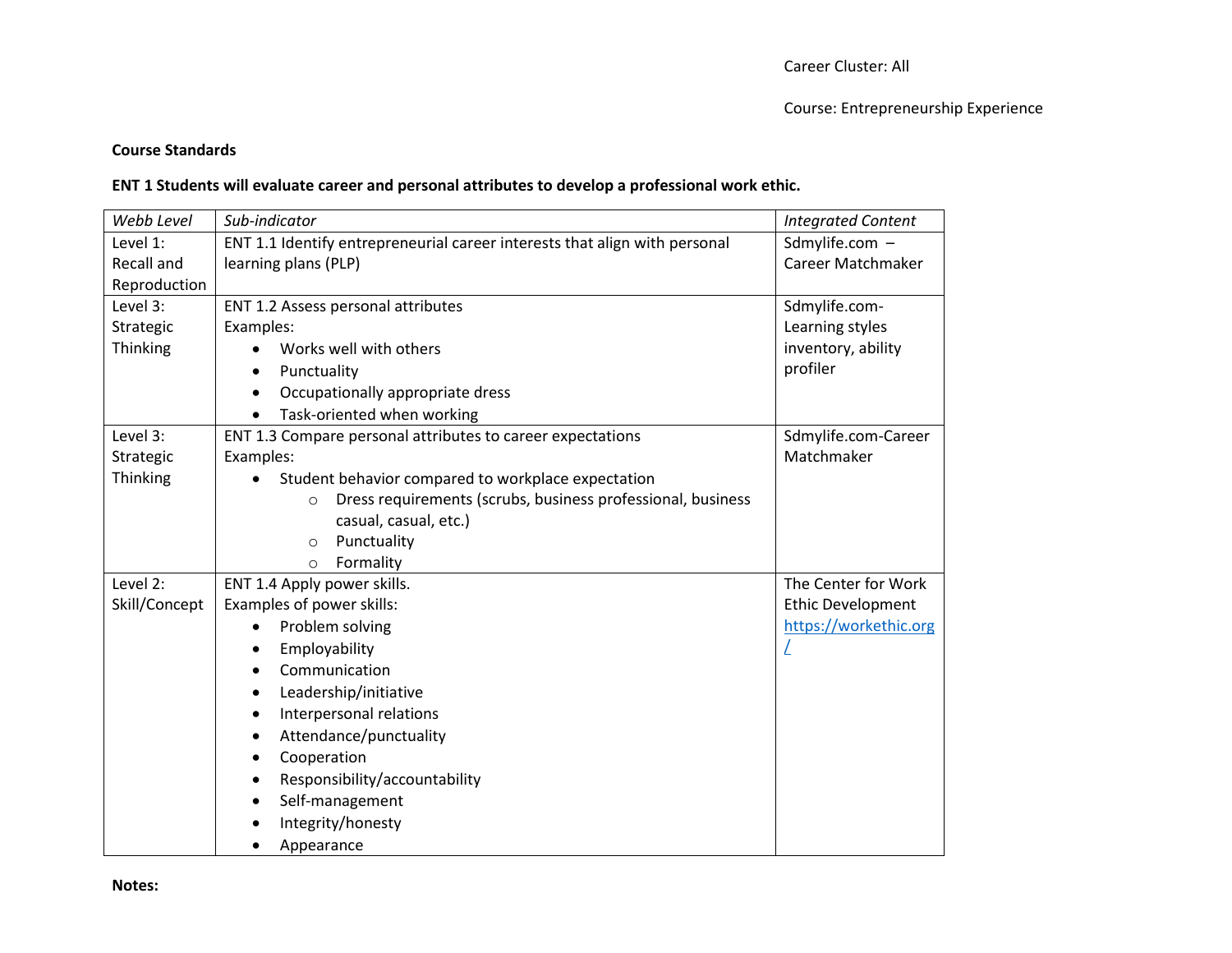Career Cluster: All

Course: Entrepreneurship Experience

**Course Standards**

**ENT 1 Students will evaluate career and personal attributes to develop a professional work ethic.**

| *Webb Level* | *Sub-indicator* | *Integrated Content* |
| --- | --- | --- |
| Level 1: Recall and Reproduction | ENT 1.1 Identify entrepreneurial career interests that align with personal learning plans (PLP) | Sdmylife.com – Career Matchmaker |
| Level 3: Strategic Thinking | ENT 1.2 Assess personal attributes<br>Examples:<br>• Works well with others<br>• Punctuality<br>• Occupationally appropriate dress<br>• Task-oriented when working | Sdmylife.com- Learning styles inventory, ability profiler |
| Level 3: Strategic Thinking | ENT 1.3 Compare personal attributes to career expectations<br>Examples:<br>• Student behavior compared to workplace expectation<br>  ○ Dress requirements (scrubs, business professional, business casual, casual, etc.)<br>  ○ Punctuality<br>  ○ Formality | Sdmylife.com-Career Matchmaker |
| Level 2: Skill/Concept | ENT 1.4 Apply power skills.<br>Examples of power skills:<br>• Problem solving<br>• Employability<br>• Communication<br>• Leadership/initiative<br>• Interpersonal relations<br>• Attendance/punctuality<br>• Cooperation<br>• Responsibility/accountability<br>• Self-management<br>• Integrity/honesty<br>• Appearance | The Center for Work Ethic Development https://workethic.org/ |

**Notes:**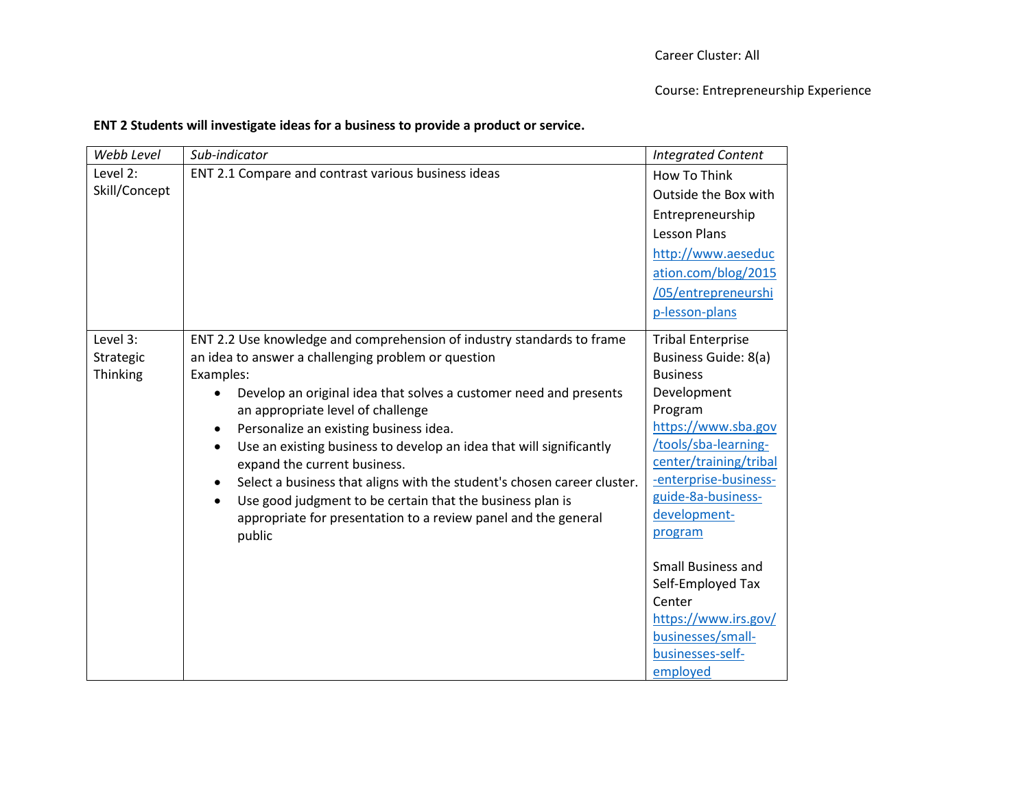Career Cluster: All

Course: Entrepreneurship Experience

**ENT 2 Students will investigate ideas for a business to provide a product or service.**

| *Webb Level* | *Sub-indicator* | *Integrated Content* |
|---|---|---|
| Level 2: Skill/Concept | ENT 2.1 Compare and contrast various business ideas | How To Think Outside the Box with Entrepreneurship Lesson Plans http://www.aeseducation.com/blog/2015/05/entrepreneurship-lesson-plans |
| Level 3: Strategic Thinking | ENT 2.2 Use knowledge and comprehension of industry standards to frame an idea to answer a challenging problem or question<br>Examples:<br>• Develop an original idea that solves a customer need and presents an appropriate level of challenge<br>• Personalize an existing business idea.<br>• Use an existing business to develop an idea that will significantly expand the current business.<br>• Select a business that aligns with the student's chosen career cluster.<br>• Use good judgment to be certain that the business plan is appropriate for presentation to a review panel and the general public | Tribal Enterprise Business Guide: 8(a) Business Development Program https://www.sba.gov/tools/sba-learning-center/training/tribal-enterprise-business-guide-8a-business-development-program<br><br>Small Business and Self-Employed Tax Center https://www.irs.gov/businesses/small-businesses-self-employed |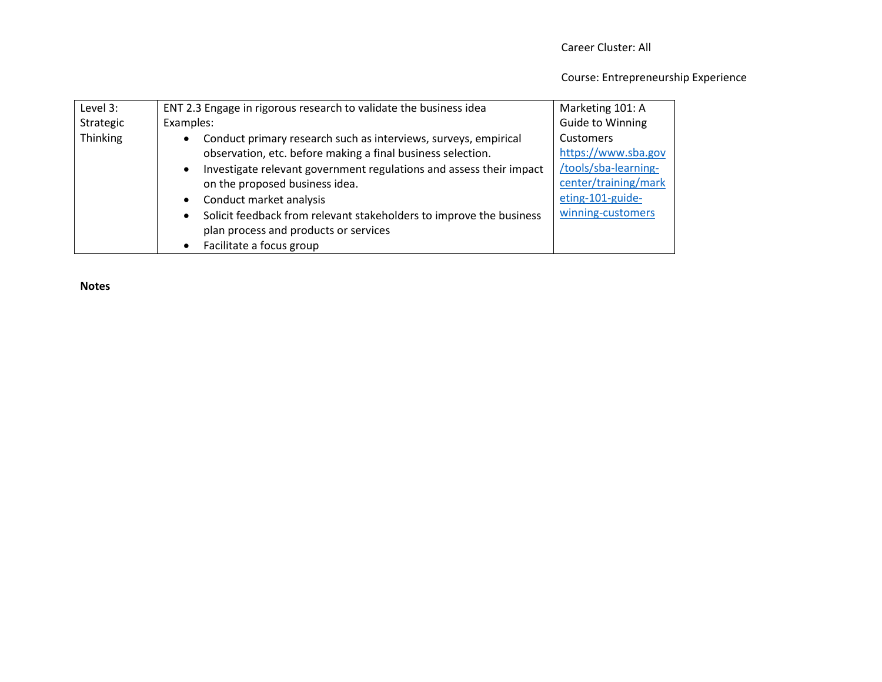Career Cluster: All

Course: Entrepreneurship Experience

| | | |
|---|---|---|
| Level 3: Strategic Thinking | ENT 2.3 Engage in rigorous research to validate the business idea<br>Examples:<br>• Conduct primary research such as interviews, surveys, empirical observation, etc. before making a final business selection.<br>• Investigate relevant government regulations and assess their impact on the proposed business idea.<br>• Conduct market analysis<br>• Solicit feedback from relevant stakeholders to improve the business plan process and products or services<br>• Facilitate a focus group | Marketing 101: A Guide to Winning Customers https://www.sba.gov/tools/sba-learning-center/training/marketing-101-guide-winning-customers |

**Notes**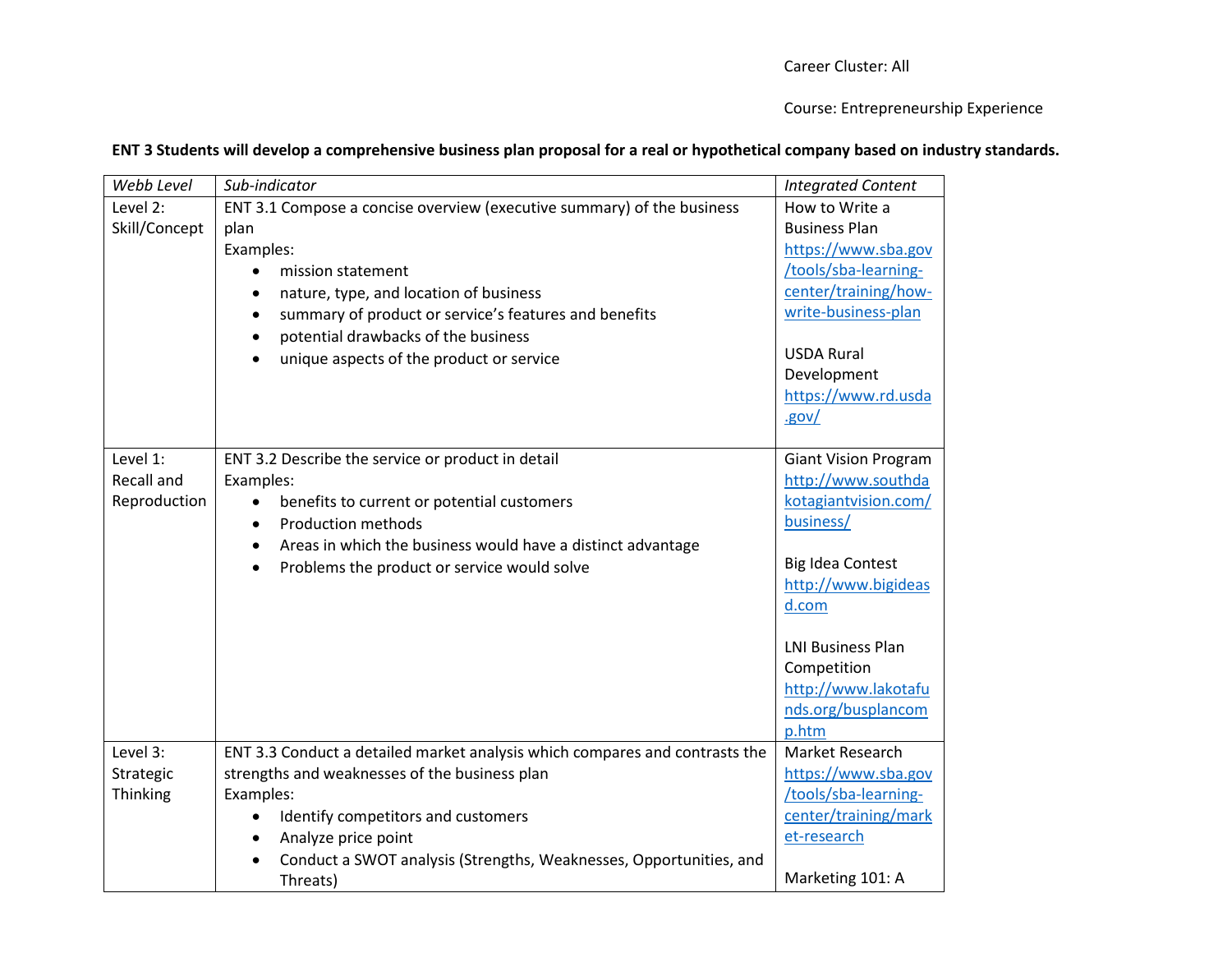Career Cluster: All

Course: Entrepreneurship Experience

**ENT 3 Students will develop a comprehensive business plan proposal for a real or hypothetical company based on industry standards.**

| *Webb Level* | *Sub-indicator* | *Integrated Content* |
|---|---|---|
| Level 2: Skill/Concept | ENT 3.1 Compose a concise overview (executive summary) of the business plan<br>Examples:<br>• mission statement<br>• nature, type, and location of business<br>• summary of product or service's features and benefits<br>• potential drawbacks of the business<br>• unique aspects of the product or service | How to Write a Business Plan [https://www.sba.gov/tools/sba-learning-center/training/how-write-business-plan](https://www.sba.gov/tools/sba-learning-center/training/how-write-business-plan)<br><br>USDA Rural Development [https://www.rd.usda.gov/](https://www.rd.usda.gov/) |
| Level 1: Recall and Reproduction | ENT 3.2 Describe the service or product in detail<br>Examples:<br>• benefits to current or potential customers<br>• Production methods<br>• Areas in which the business would have a distinct advantage<br>• Problems the product or service would solve | Giant Vision Program [http://www.southdakotagiantvision.com/business/](http://www.southdakotagiantvision.com/business/)<br><br>Big Idea Contest [http://www.bigideasd.com](http://www.bigideasd.com)<br><br>LNI Business Plan Competition [http://www.lakotafunds.org/busplancomp.htm](http://www.lakotafunds.org/busplancomp.htm) |
| Level 3: Strategic Thinking | ENT 3.3 Conduct a detailed market analysis which compares and contrasts the strengths and weaknesses of the business plan<br>Examples:<br>• Identify competitors and customers<br>• Analyze price point<br>• Conduct a SWOT analysis (Strengths, Weaknesses, Opportunities, and Threats) | Market Research [https://www.sba.gov/tools/sba-learning-center/training/market-research](https://www.sba.gov/tools/sba-learning-center/training/market-research)<br><br>Marketing 101: A |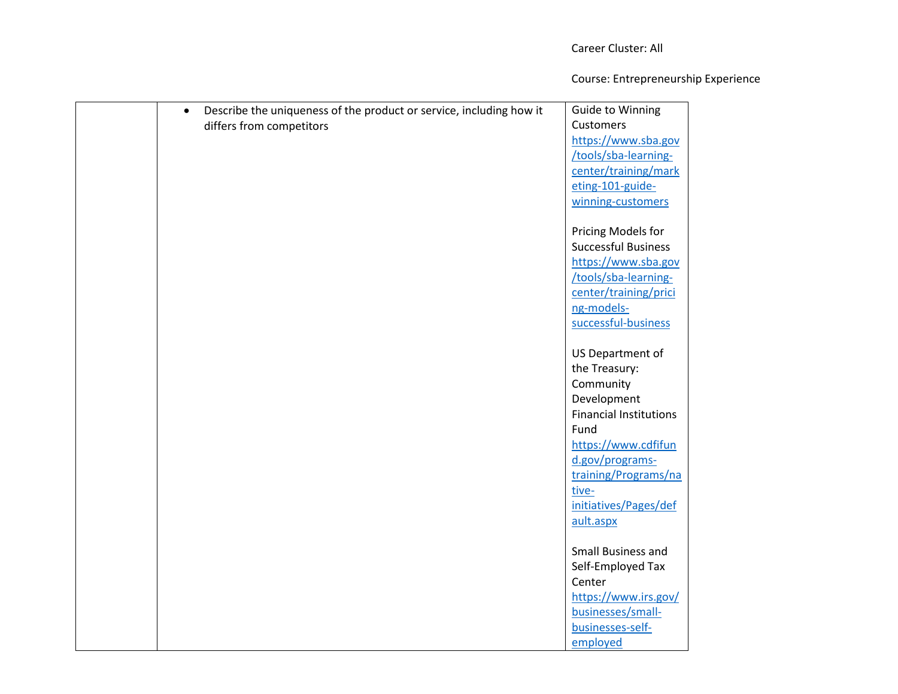| | | |
|---|---|---|
| | • Describe the uniqueness of the product or service, including how it differs from competitors | Guide to Winning Customers https://www.sba.gov/tools/sba-learning-center/training/marketing-101-guide-winning-customers<br><br>Pricing Models for Successful Business https://www.sba.gov/tools/sba-learning-center/training/pricing-models-successful-business<br><br>US Department of the Treasury: Community Development Financial Institutions Fund https://www.cdfifund.gov/programs-training/Programs/native-initiatives/Pages/default.aspx<br><br>Small Business and Self-Employed Tax Center https://www.irs.gov/businesses/small-businesses-self-employed |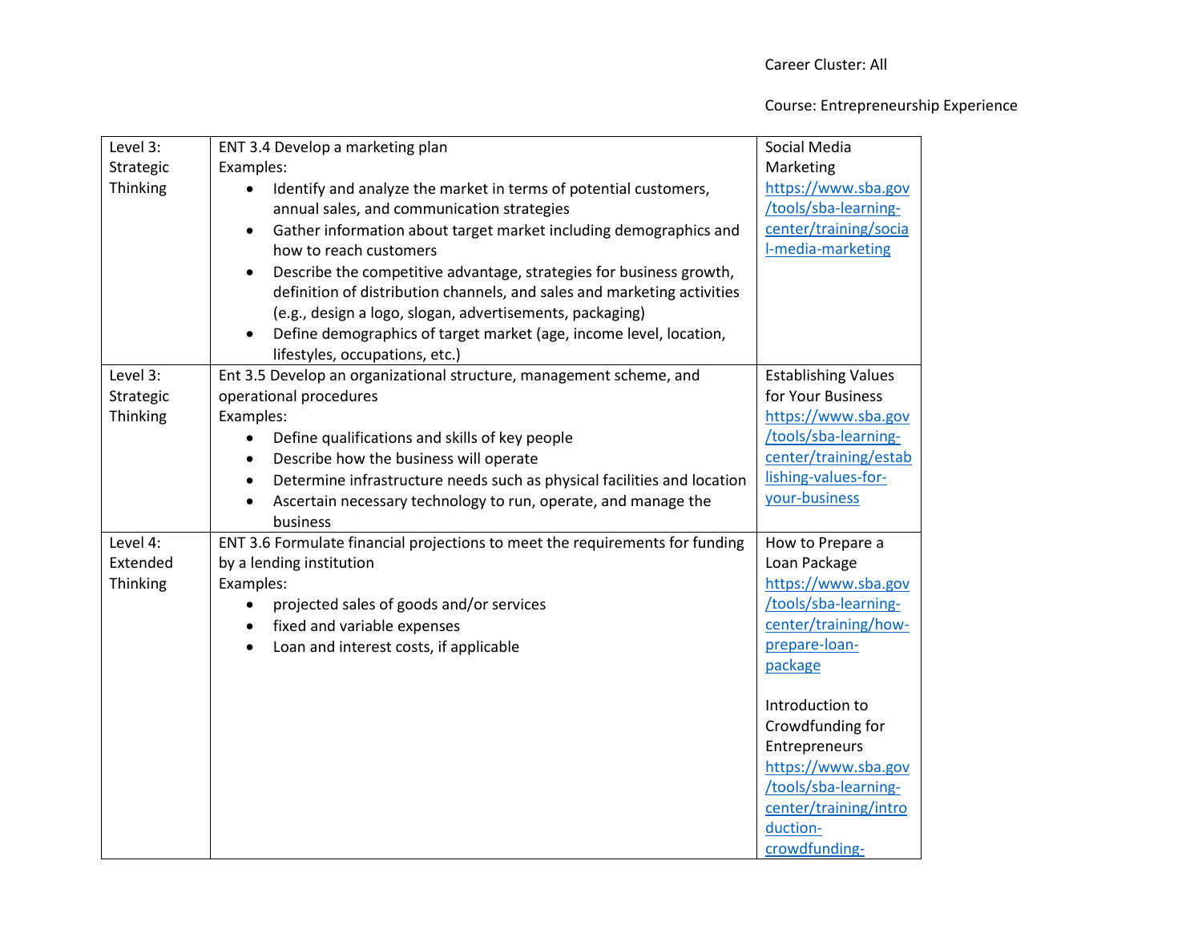Career Cluster: All

Course: Entrepreneurship Experience

| | | |
|---|---|---|
| Level 3: Strategic Thinking | ENT 3.4 Develop a marketing plan<br>Examples:<br>• Identify and analyze the market in terms of potential customers, annual sales, and communication strategies<br>• Gather information about target market including demographics and how to reach customers<br>• Describe the competitive advantage, strategies for business growth, definition of distribution channels, and sales and marketing activities (e.g., design a logo, slogan, advertisements, packaging)<br>• Define demographics of target market (age, income level, location, lifestyles, occupations, etc.) | Social Media Marketing<br>https://www.sba.gov/tools/sba-learning-center/training/social-media-marketing |
| Level 3: Strategic Thinking | Ent 3.5 Develop an organizational structure, management scheme, and operational procedures<br>Examples:<br>• Define qualifications and skills of key people<br>• Describe how the business will operate<br>• Determine infrastructure needs such as physical facilities and location<br>• Ascertain necessary technology to run, operate, and manage the business | Establishing Values for Your Business<br>https://www.sba.gov/tools/sba-learning-center/training/establishing-values-for-your-business |
| Level 4: Extended Thinking | ENT 3.6 Formulate financial projections to meet the requirements for funding by a lending institution<br>Examples:<br>• projected sales of goods and/or services<br>• fixed and variable expenses<br>• Loan and interest costs, if applicable | How to Prepare a Loan Package<br>https://www.sba.gov/tools/sba-learning-center/training/how-prepare-loan-package<br><br>Introduction to Crowdfunding for Entrepreneurs<br>https://www.sba.gov/tools/sba-learning-center/training/introduction-crowdfunding- |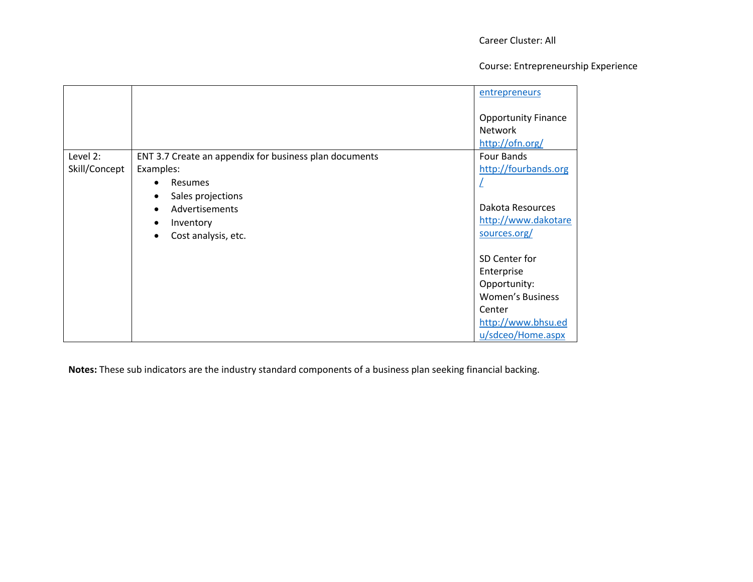| | | |
|---|---|---|
| | | entrepreneurs<br><br>Opportunity Finance Network<br>http://ofn.org/ |
| Level 2: Skill/Concept | ENT 3.7 Create an appendix for business plan documents<br>Examples:<br>• Resumes<br>• Sales projections<br>• Advertisements<br>• Inventory<br>• Cost analysis, etc. | Four Bands<br>http://fourbands.org/<br><br>Dakota Resources<br>http://www.dakotaresources.org/<br><br>SD Center for Enterprise Opportunity: Women's Business Center<br>http://www.bhsu.edu/sdceo/Home.aspx |

**Notes:** These sub indicators are the industry standard components of a business plan seeking financial backing.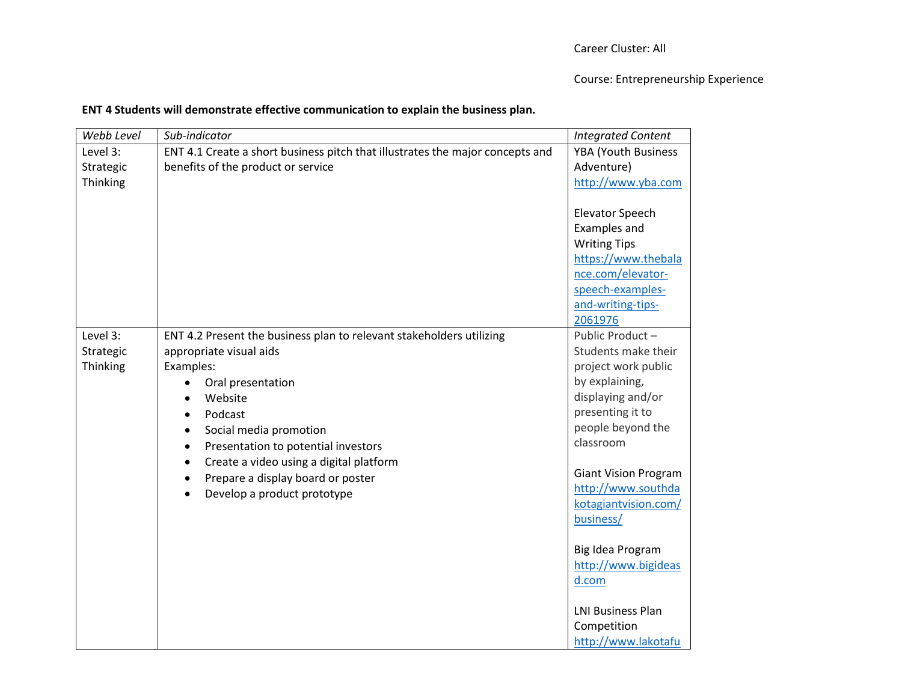Career Cluster: All

Course: Entrepreneurship Experience

**ENT 4 Students will demonstrate effective communication to explain the business plan.**

| *Webb Level* | *Sub-indicator* | *Integrated Content* |
|---|---|---|
| Level 3: Strategic Thinking | ENT 4.1 Create a short business pitch that illustrates the major concepts and benefits of the product or service | YBA (Youth Business Adventure) http://www.yba.com<br><br>Elevator Speech Examples and Writing Tips https://www.thebalance.com/elevator-speech-examples-and-writing-tips-2061976 |
| Level 3: Strategic Thinking | ENT 4.2 Present the business plan to relevant stakeholders utilizing appropriate visual aids<br>Examples:<br>• Oral presentation<br>• Website<br>• Podcast<br>• Social media promotion<br>• Presentation to potential investors<br>• Create a video using a digital platform<br>• Prepare a display board or poster<br>• Develop a product prototype | Public Product – Students make their project work public by explaining, displaying and/or presenting it to people beyond the classroom<br><br>Giant Vision Program http://www.southdakotagiantvision.com/business/<br><br>Big Idea Program http://www.bigideasd.com<br><br>LNI Business Plan Competition http://www.lakotafu |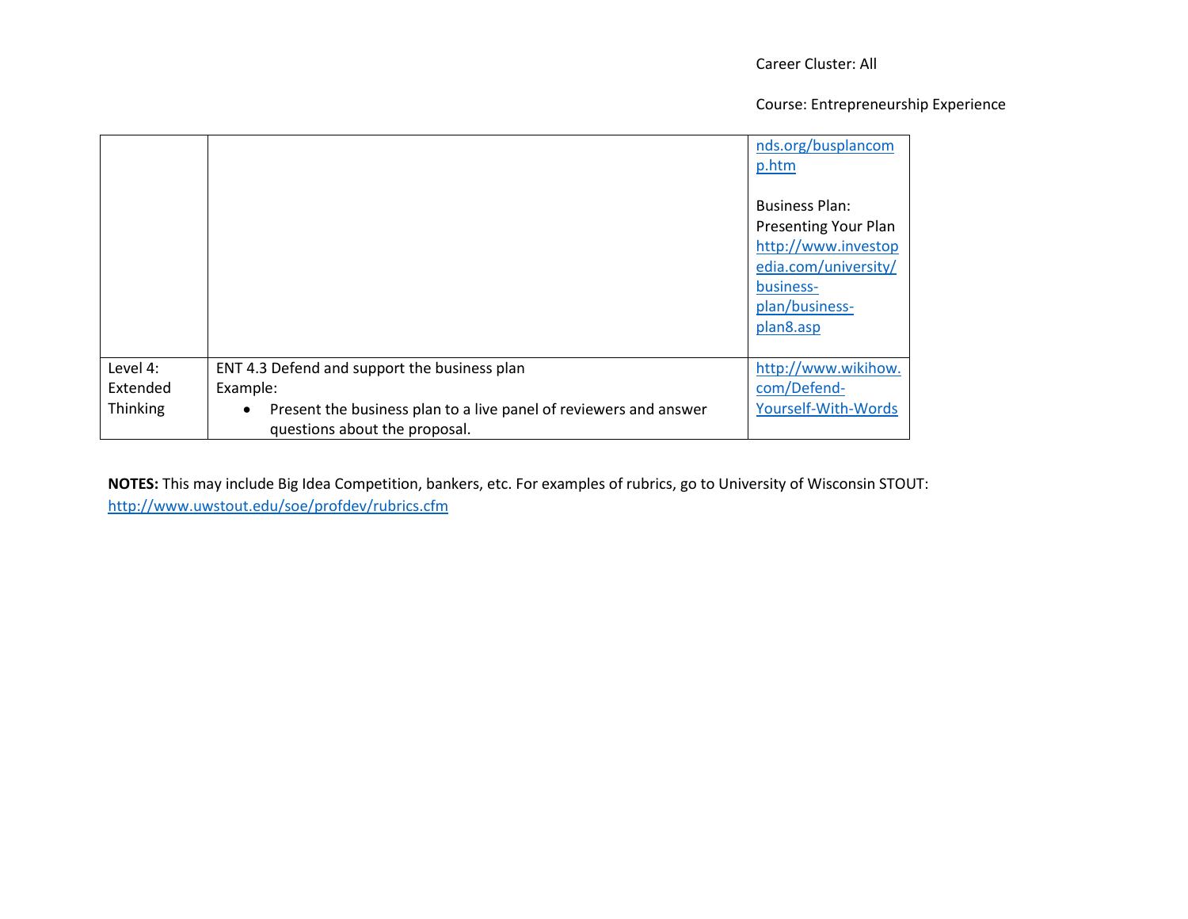Career Cluster: All

Course: Entrepreneurship Experience

| | | |
|---|---|---|
| | | nds.org/busplancomp.htm<br><br>Business Plan: Presenting Your Plan http://www.investopedia.com/university/business-plan/business-plan8.asp |
| Level 4: Extended Thinking | ENT 4.3 Defend and support the business plan<br>Example:<br>• Present the business plan to a live panel of reviewers and answer questions about the proposal. | http://www.wikihow.com/Defend-Yourself-With-Words |

**NOTES:** This may include Big Idea Competition, bankers, etc. For examples of rubrics, go to University of Wisconsin STOUT: http://www.uwstout.edu/soe/profdev/rubrics.cfm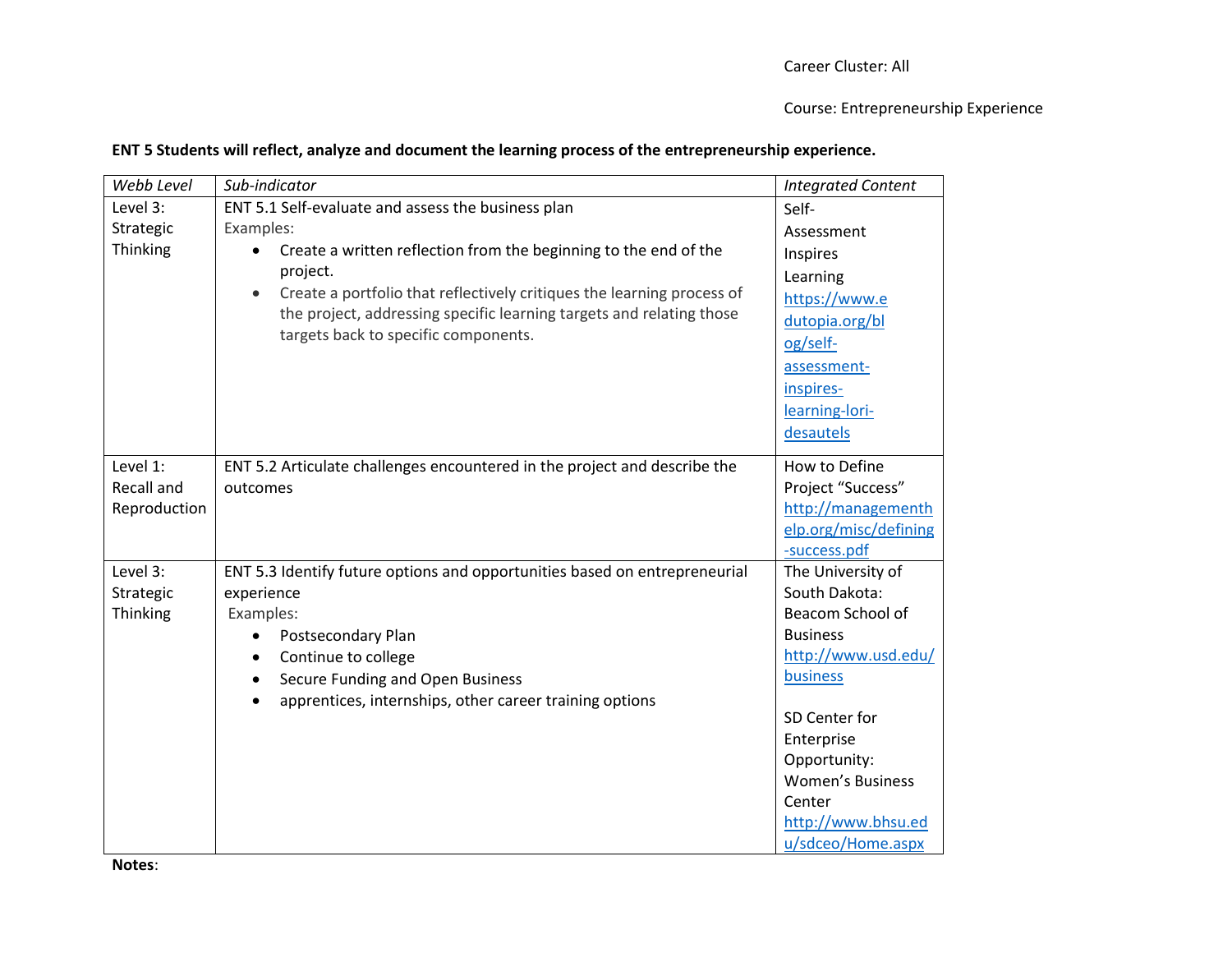Career Cluster: All

Course: Entrepreneurship Experience

**ENT 5 Students will reflect, analyze and document the learning process of the entrepreneurship experience.**

| *Webb Level* | *Sub-indicator* | *Integrated Content* |
|---|---|---|
| Level 3: Strategic Thinking | ENT 5.1 Self-evaluate and assess the business plan<br>Examples:<br>• Create a written reflection from the beginning to the end of the project.<br>• Create a portfolio that reflectively critiques the learning process of the project, addressing specific learning targets and relating those targets back to specific components. | Self-Assessment Inspires Learning https://www.edutopia.org/blog/self-assessment-inspires-learning-lori-desautels |
| Level 1: Recall and Reproduction | ENT 5.2 Articulate challenges encountered in the project and describe the outcomes | How to Define Project "Success" http://managementhelp.org/misc/defining-success.pdf |
| Level 3: Strategic Thinking | ENT 5.3 Identify future options and opportunities based on entrepreneurial experience<br>Examples:<br>• Postsecondary Plan<br>• Continue to college<br>• Secure Funding and Open Business<br>• apprentices, internships, other career training options | The University of South Dakota: Beacom School of Business http://www.usd.edu/business<br><br>SD Center for Enterprise Opportunity: Women's Business Center http://www.bhsu.edu/sdceo/Home.aspx |

**Notes**: